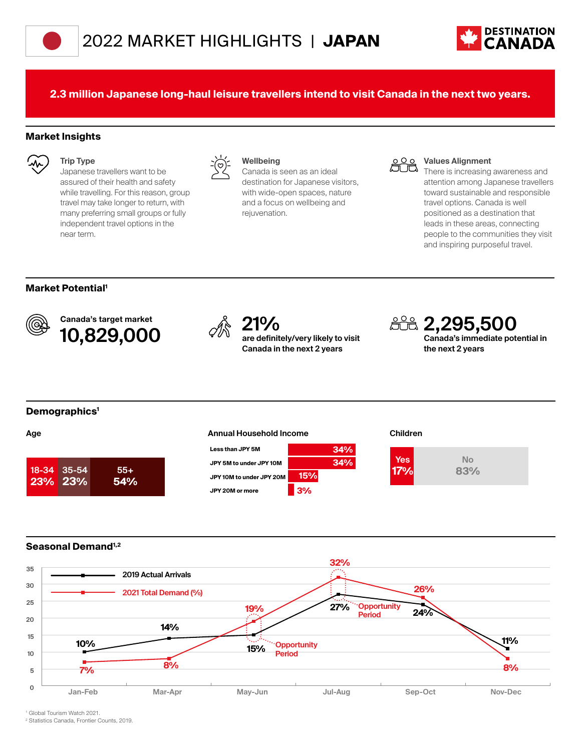# 2022 MARKET HIGHLIGHTS | JAPAN

DESTINATION CANADA

**2.3 million Japanese long-haul leisure travellers intend to visit Canada in the next two years.**

## Market Insights

**Trip Type**
Japanese travellers want to be assured of their health and safety while travelling. For this reason, group travel may take longer to return, with many preferring small groups or fully independent travel options in the near term.

**Wellbeing**
Canada is seen as an ideal destination for Japanese visitors, with wide-open spaces, nature and a focus on wellbeing and rejuvenation.

**Values Alignment**
There is increasing awareness and attention among Japanese travellers toward sustainable and responsible travel options. Canada is well positioned as a destination that leads in these areas, connecting people to the communities they visit and inspiring purposeful travel.

## Market Potential[1]

**Canada's target market**
**10,829,000**

**21%**
**are definitely/very likely to visit Canada in the next 2 years**

**2,295,500**
**Canada's immediate potential in the next 2 years**

## Demographics[1]

**Age**

| 18-34 | 35-54 | 55+ |
|---|---|---|
| 23% | 23% | 54% |

**Annual Household Income**

| Income | % |
|---|---|
| Less than JPY 5M | 34% |
| JPY 5M to under JPY 10M | 34% |
| JPY 10M to under JPY 20M | 15% |
| JPY 20M or more | 3% |

**Children**

| Yes | No |
|---|---|
| 17% | 83% |

## Seasonal Demand[1,2]

| | Jan-Feb | Mar-Apr | May-Jun | Jul-Aug | Sep-Oct | Nov-Dec |
|---|---|---|---|---|---|---|
| 2019 Actual Arrivals | 10% | 14% | 15% | 27% | 24% | 11% |
| 2021 Total Demand (%) | 7% | 8% | 19% | 32% | 26% | 8% |

Opportunity Period: May-Jun; Jul-Aug

[1] Global Tourism Watch 2021.
[2] Statistics Canada, Frontier Counts, 2019.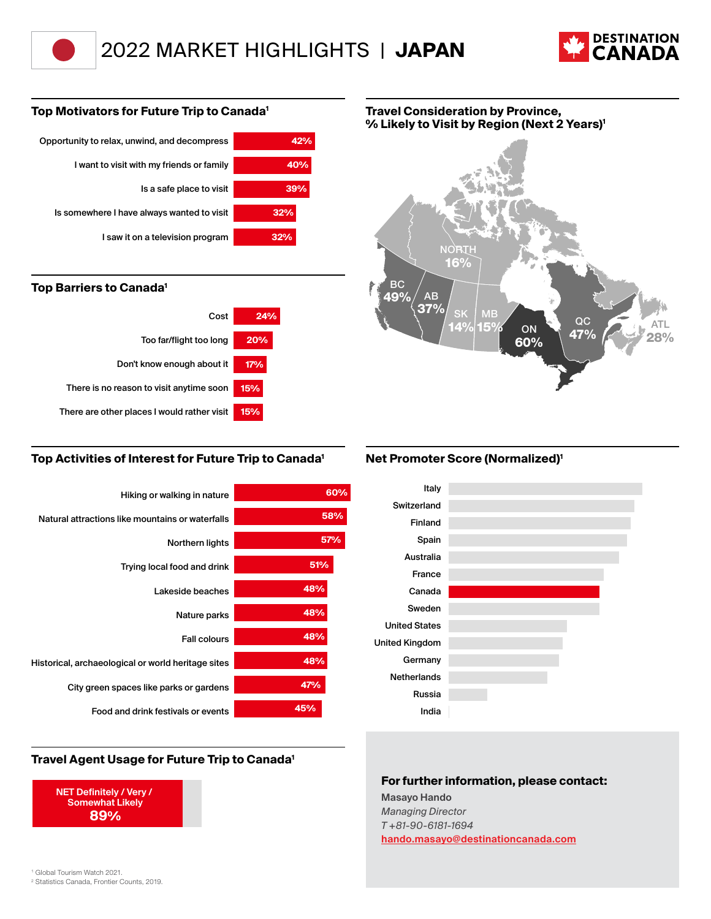# 2022 MARKET HIGHLIGHTS | **JAPAN**

DESTINATION CANADA

## Top Motivators for Future Trip to Canada[1]

Opportunity to relax, unwind, and decompress 42%
I want to visit with my friends or family 40%
Is a safe place to visit 39%
Is somewhere I have always wanted to visit 32%
I saw it on a television program 32%

## Top Barriers to Canada[1]

Cost 24%
Too far/flight too long 20%
Don't know enough about it 17%
There is no reason to visit anytime soon 15%
There are other places I would rather visit 15%

## Travel Consideration by Province, % Likely to Visit by Region (Next 2 Years)[1]

NORTH 16%
BC 49%
AB 37%
SK 14%
MB 15%
ON 60%
QC 47%
ATL 28%

## Top Activities of Interest for Future Trip to Canada[1]

Hiking or walking in nature 60%
Natural attractions like mountains or waterfalls 58%
Northern lights 57%
Trying local food and drink 51%
Lakeside beaches 48%
Nature parks 48%
Fall colours 48%
Historical, archaeological or world heritage sites 48%
City green spaces like parks or gardens 47%
Food and drink festivals or events 45%

## Net Promoter Score (Normalized)[1]

Italy
Switzerland
Finland
Spain
Australia
France
Canada
Sweden
United States
United Kingdom
Germany
Netherlands
Russia
India

## Travel Agent Usage for Future Trip to Canada[1]

NET Definitely / Very / Somewhat Likely
**89%**

**For further information, please contact:**

**Masayo Hando**
*Managing Director*
*T +81-90-6181-1694*
hando.masayo@destinationcanada.com

[1] Global Tourism Watch 2021.
[2] Statistics Canada, Frontier Counts, 2019.